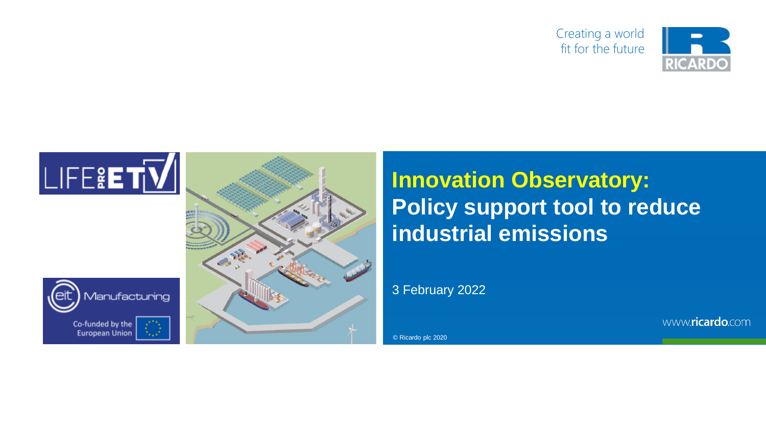Creating a world fit for the future

# Innovation Observatory: Policy support tool to reduce industrial emissions

3 February 2022

© Ricardo plc 2020

www.ricardo.com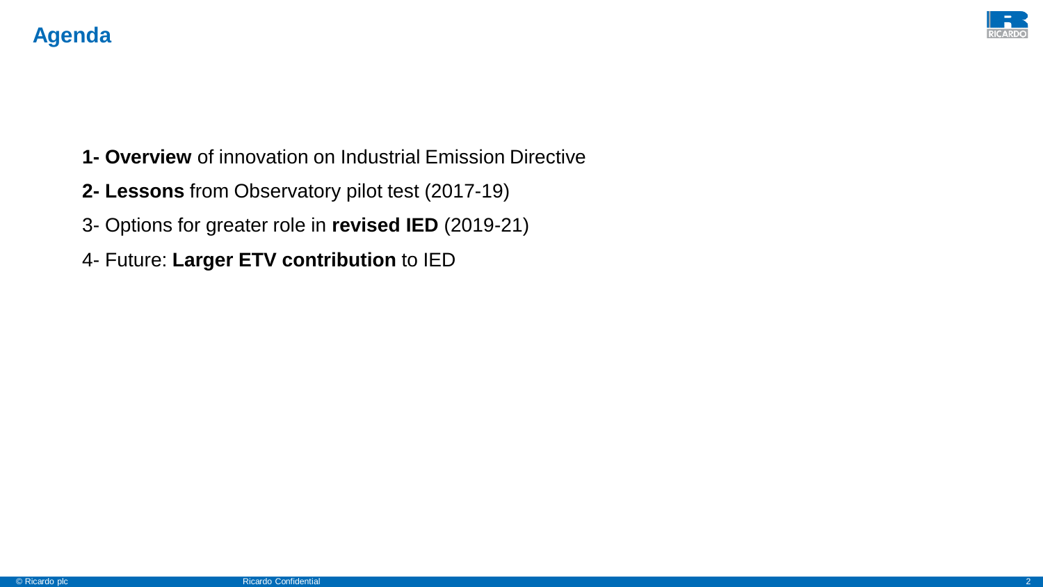# Agenda

1- **Overview** of innovation on Industrial Emission Directive

2- **Lessons** from Observatory pilot test (2017-19)

3- Options for greater role in **revised IED** (2019-21)

4- Future: **Larger ETV contribution** to IED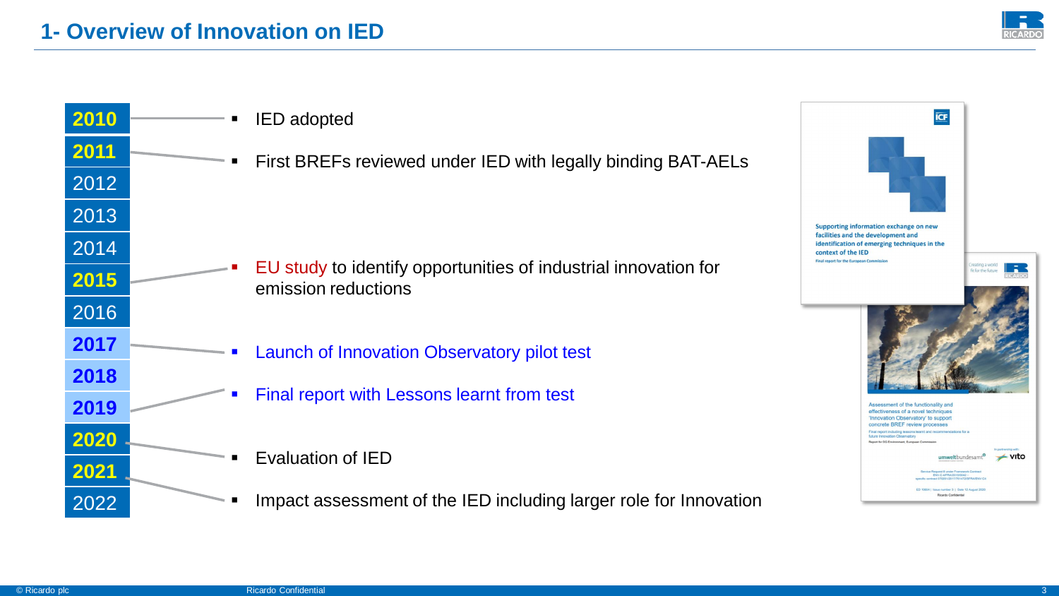# 1- Overview of Innovation on IED

| Year | Event |
|---|---|
| **2010** | IED adopted |
| **2011** | First BREFs reviewed under IED with legally binding BAT-AELs |
| 2012 | |
| 2013 | |
| 2014 | |
| **2015** | EU study to identify opportunities of industrial innovation for emission reductions |
| 2016 | |
| **2017** | Launch of Innovation Observatory pilot test |
| **2018** | |
| **2019** | Final report with Lessons learnt from test |
| **2020** | Evaluation of IED |
| **2021** | Impact assessment of the IED including larger role for Innovation |
| 2022 | |

Supporting information exchange on new facilities and the development and identification of emerging techniques in the context of the IED

Final report for the European Commission

Assessment of the functionality and effectiveness of a novel techniques 'Innovation Observatory' to support concrete BREF review processes

Final report including lessons learnt and recommendations for a future Innovation Observatory

Report for DG Environment, European Commission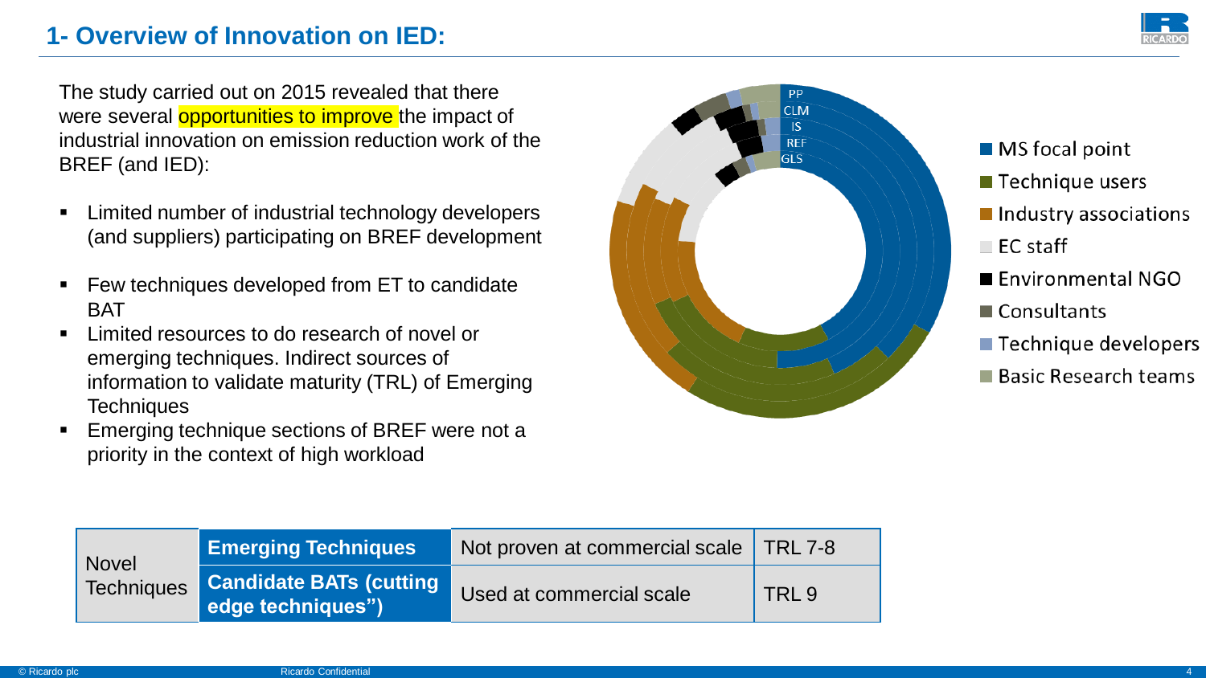# 1- Overview of Innovation on IED:

The study carried out on 2015 revealed that there were several opportunities to improve the impact of industrial innovation on emission reduction work of the BREF (and IED):

- Limited number of industrial technology developers (and suppliers) participating on BREF development
- Few techniques developed from ET to candidate BAT
- Limited resources to do research of novel or emerging techniques. Indirect sources of information to validate maturity (TRL) of Emerging Techniques
- Emerging technique sections of BREF were not a priority in the context of high workload

PP
CLM
IS
REF
GLS

- MS focal point
- Technique users
- Industry associations
- EC staff
- Environmental NGO
- Consultants
- Technique developers
- Basic Research teams

| Novel Techniques | Emerging Techniques | Not proven at commercial scale | TRL 7-8 |
|---|---|---|---|
| | Candidate BATs (cutting edge techniques") | Used at commercial scale | TRL 9 |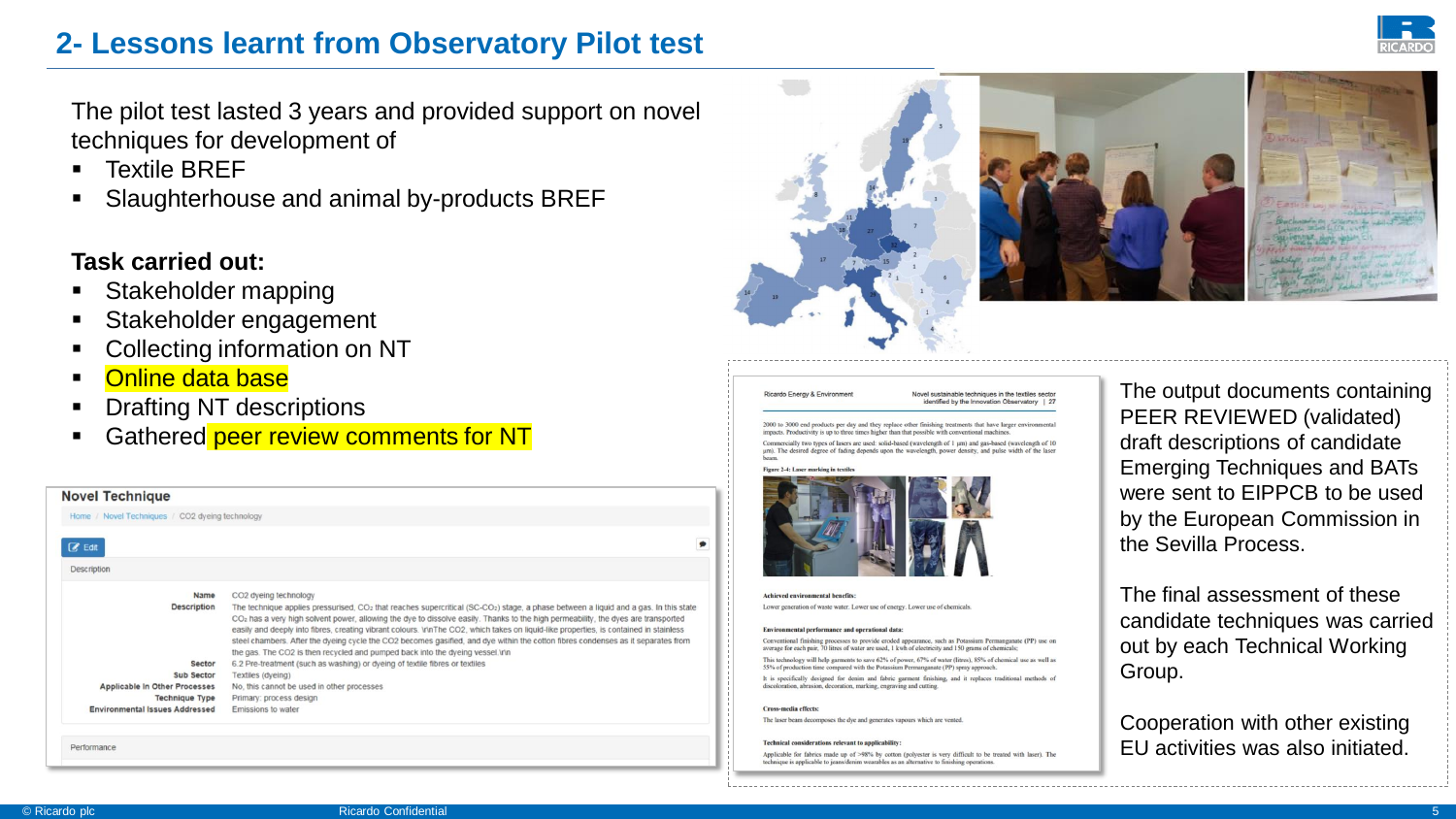## 2- Lessons learnt from Observatory Pilot test

The pilot test lasted 3 years and provided support on novel techniques for development of

- Textile BREF
- Slaughterhouse and animal by-products BREF

**Task carried out:**

- Stakeholder mapping
- Stakeholder engagement
- Collecting information on NT
- Online data base
- Drafting NT descriptions
- Gathered peer review comments for NT

The output documents containing PEER REVIEWED (validated) draft descriptions of candidate Emerging Techniques and BATs were sent to EIPPCB to be used by the European Commission in the Sevilla Process.

The final assessment of these candidate techniques was carried out by each Technical Working Group.

Cooperation with other existing EU activities was also initiated.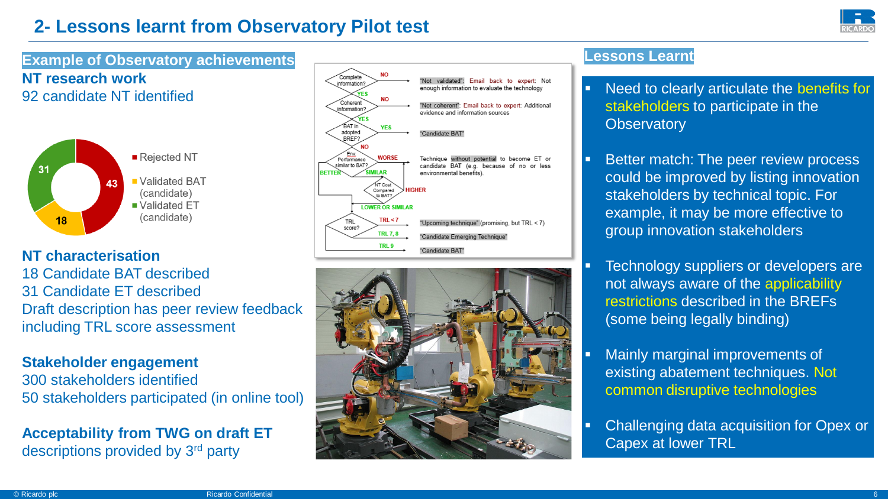# 2- Lessons learnt from Observatory Pilot test

## Example of Observatory achievements

**NT research work**

92 candidate NT identified

- Rejected NT: 43
- Validated BAT (candidate): 18
- Validated ET (candidate): 31

**NT characterisation**

18 Candidate BAT described

31 Candidate ET described

Draft description has peer review feedback including TRL score assessment

**Stakeholder engagement**

300 stakeholders identified

50 stakeholders participated (in online tool)

**Acceptability from TWG on draft ET** descriptions provided by 3rd party

Complete information? — NO → "Not validated": Email back to expert: Not enough information to evaluate the technology

YES → Coherent information? — NO → "Not coherent": Email back to expert: Additional evidence and information sources

YES → BAT in adopted BREF? — YES → "Candidate BAT"

NO → Env. Performance similar to BAT? — WORSE → Technique without potential to become ET or candidate BAT (e.g. because of no or less environmental benefits).

SIMILAR → NT Cost Compared to BAT? — HIGHER

BETTER / LOWER OR SIMILAR → TRL score? — TRL < 7 → "Upcoming technique" (promising, but TRL < 7); TRL 7, 8 → "Candidate Emerging Technique"; TRL 9 → "Candidate BAT"

## Lessons Learnt

- Need to clearly articulate the benefits for stakeholders to participate in the Observatory
- Better match: The peer review process could be improved by listing innovation stakeholders by technical topic. For example, it may be more effective to group innovation stakeholders
- Technology suppliers or developers are not always aware of the applicability restrictions described in the BREFs (some being legally binding)
- Mainly marginal improvements of existing abatement techniques. Not common disruptive technologies
- Challenging data acquisition for Opex or Capex at lower TRL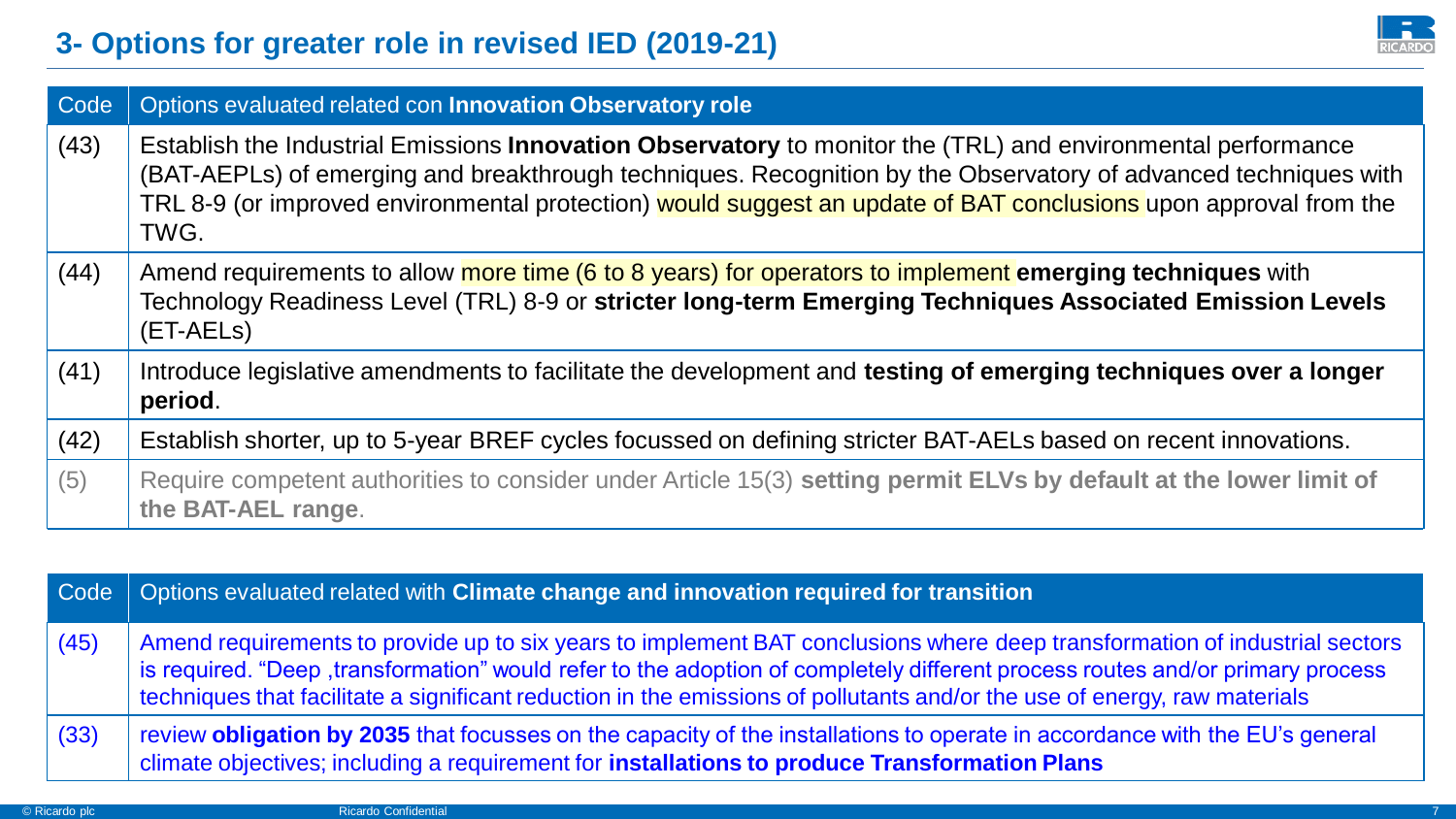## 3- Options for greater role in revised IED (2019-21)

| Code | Options evaluated related con **Innovation Observatory role** |
| --- | --- |
| (43) | Establish the Industrial Emissions **Innovation Observatory** to monitor the (TRL) and environmental performance (BAT-AEPLs) of emerging and breakthrough techniques. Recognition by the Observatory of advanced techniques with TRL 8-9 (or improved environmental protection) would suggest an update of BAT conclusions upon approval from the TWG. |
| (44) | Amend requirements to allow more time (6 to 8 years) for operators to implement **emerging techniques** with Technology Readiness Level (TRL) 8-9 or **stricter long-term Emerging Techniques Associated Emission Levels** (ET-AELs) |
| (41) | Introduce legislative amendments to facilitate the development and **testing of emerging techniques over a longer period**. |
| (42) | Establish shorter, up to 5-year BREF cycles focussed on defining stricter BAT-AELs based on recent innovations. |
| (5) | Require competent authorities to consider under Article 15(3) **setting permit ELVs by default at the lower limit of the BAT-AEL range**. |

| Code | Options evaluated related with **Climate change and innovation required for transition** |
| --- | --- |
| (45) | Amend requirements to provide up to six years to implement BAT conclusions where deep transformation of industrial sectors is required. "Deep ,transformation" would refer to the adoption of completely different process routes and/or primary process techniques that facilitate a significant reduction in the emissions of pollutants and/or the use of energy, raw materials |
| (33) | review **obligation by 2035** that focusses on the capacity of the installations to operate in accordance with the EU's general climate objectives; including a requirement for **installations to produce Transformation Plans** |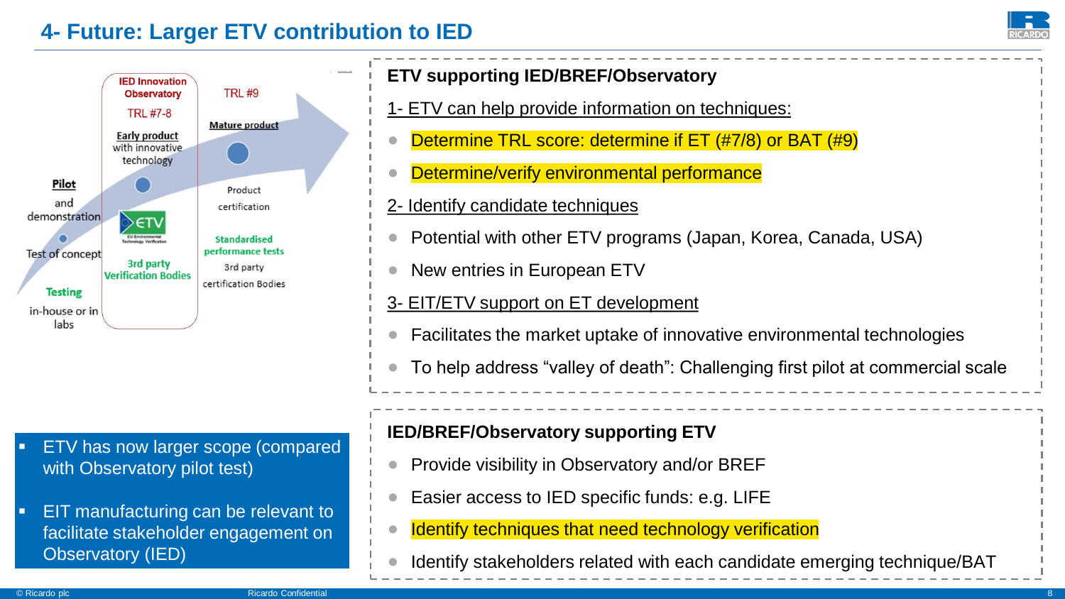# 4- Future: Larger ETV contribution to IED

IED Innovation Observatory

TRL #7-8

Early product with innovative technology

TRL #9

Mature product

Product certification

Standardised performance tests

3rd party certification Bodies

Pilot and demonstration

Test of concept

Testing

in-house or in labs

ETV

3rd party Verification Bodies

- ETV has now larger scope (compared with Observatory pilot test)
- EIT manufacturing can be relevant to facilitate stakeholder engagement on Observatory (IED)

## ETV supporting IED/BREF/Observatory

1- ETV can help provide information on techniques:

- Determine TRL score: determine if ET (#7/8) or BAT (#9)
- Determine/verify environmental performance

2- Identify candidate techniques

- Potential with other ETV programs (Japan, Korea, Canada, USA)
- New entries in European ETV

3- EIT/ETV support on ET development

- Facilitates the market uptake of innovative environmental technologies
- To help address "valley of death": Challenging first pilot at commercial scale

## IED/BREF/Observatory supporting ETV

- Provide visibility in Observatory and/or BREF
- Easier access to IED specific funds: e.g. LIFE
- Identify techniques that need technology verification
- Identify stakeholders related with each candidate emerging technique/BAT